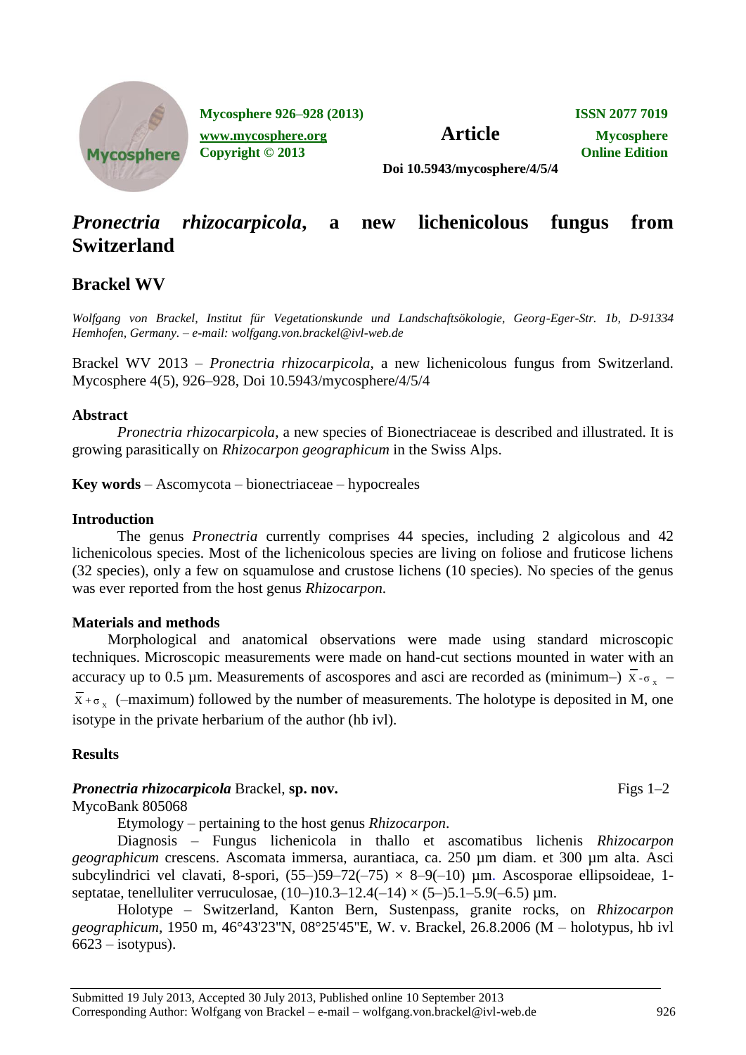# *Pronectria rhizocarpicola*, a new lichenicolous fungus from Switzerland

## Brackel WV

*Wolfgang von Brackel, Institut für Vegetationskunde und Landschaftsökologie, Georg-Eger-Str. 1b, D-91334 Hemhofen, Germany. – e-mail: wolfgang.von.brackel@ivl-web.de*

Brackel WV 2013 – *Pronectria rhizocarpicola*, a new lichenicolous fungus from Switzerland. Mycosphere 4(5), 926–928, Doi 10.5943/mycosphere/4/5/4

### Abstract

*Pronectria rhizocarpicola*, a new species of Bionectriaceae is described and illustrated. It is growing parasitically on *Rhizocarpon geographicum* in the Swiss Alps.

**Key words** – Ascomycota – bionectriaceae – hypocreales

### Introduction

The genus *Pronectria* currently comprises 44 species, including 2 algicolous and 42 lichenicolous species. Most of the lichenicolous species are living on foliose and fruticose lichens (32 species), only a few on squamulose and crustose lichens (10 species). No species of the genus was ever reported from the host genus *Rhizocarpon*.

### Materials and methods

Morphological and anatomical observations were made using standard microscopic techniques. Microscopic measurements were made on hand-cut sections mounted in water with an accuracy up to 0.5 µm. Measurements of ascospores and asci are recorded as (minimum–) $\overline{x}-\sigma_x$ – $\overline{x}+\sigma_x$ (–maximum) followed by the number of measurements. The holotype is deposited in M, one isotype in the private herbarium of the author (hb ivl).

### Results

***Pronectria rhizocarpicola*** Brackel, **sp. nov.** Figs 1–2

MycoBank 805068

Etymology – pertaining to the host genus *Rhizocarpon*.

Diagnosis – Fungus lichenicola in thallo et ascomatibus lichenis *Rhizocarpon geographicum* crescens. Ascomata immersa, aurantiaca, ca. 250 µm diam. et 300 µm alta. Asci subcylindrici vel clavati, 8-spori, (55–)59–72(–75) × 8–9(–10) µm. Ascosporae ellipsoideae, 1-septatae, tenelluliter verruculosae, (10–)10.3–12.4(–14) × (5–)5.1–5.9(–6.5) µm.

Holotype – Switzerland, Kanton Bern, Sustenpass, granite rocks, on *Rhizocarpon geographicum*, 1950 m, 46°43'23"N, 08°25'45"E, W. v. Brackel, 26.8.2006 (M – holotypus, hb ivl 6623 – isotypus).

Submitted 19 July 2013, Accepted 30 July 2013, Published online 10 September 2013
Corresponding Author: Wolfgang von Brackel – e-mail – wolfgang.von.brackel@ivl-web.de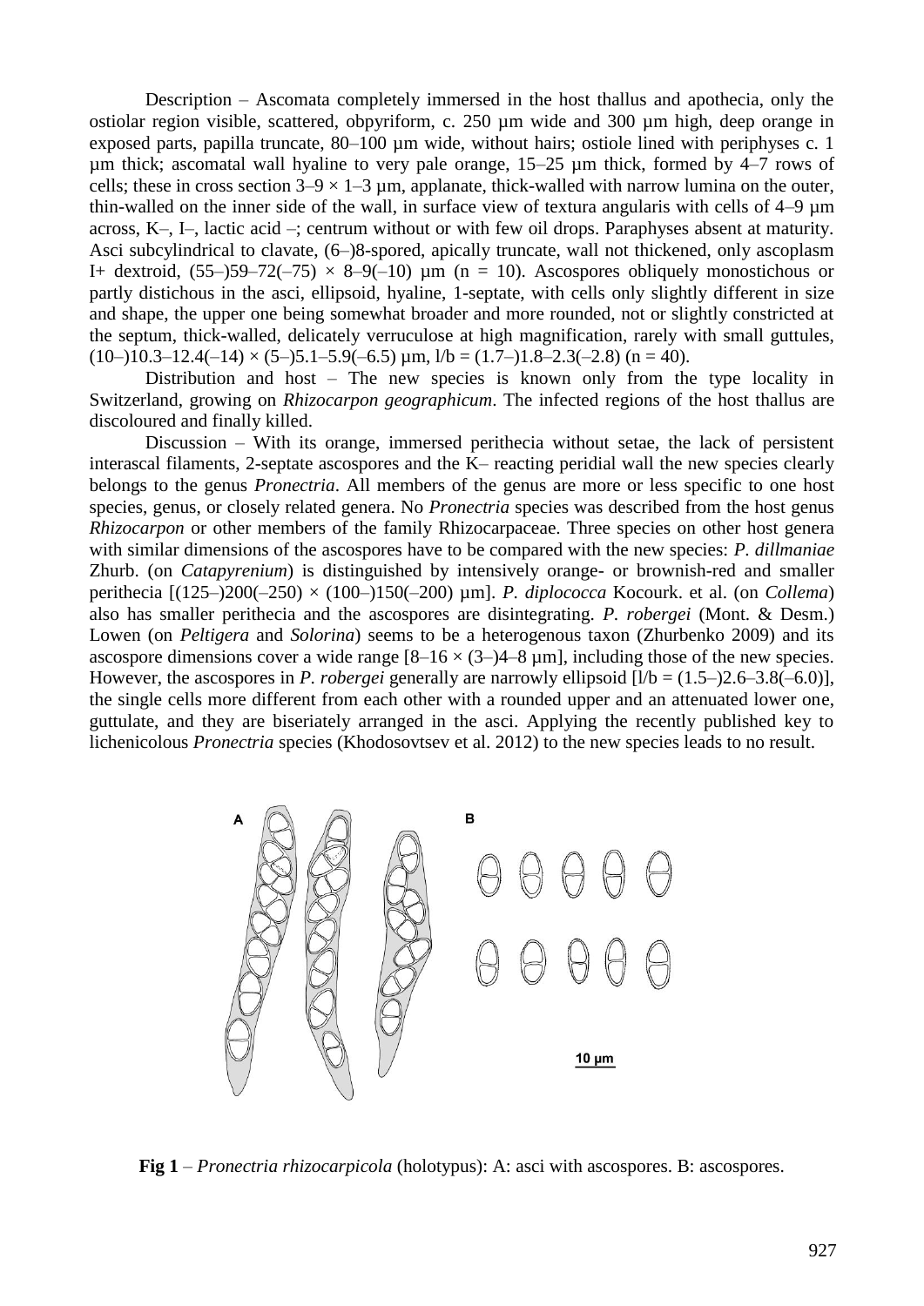Description – Ascomata completely immersed in the host thallus and apothecia, only the ostiolar region visible, scattered, obpyriform, c. 250 µm wide and 300 µm high, deep orange in exposed parts, papilla truncate, 80–100 µm wide, without hairs; ostiole lined with periphyses c. 1 µm thick; ascomatal wall hyaline to very pale orange, 15–25 µm thick, formed by 4–7 rows of cells; these in cross section 3–9 × 1–3 µm, applanate, thick-walled with narrow lumina on the outer, thin-walled on the inner side of the wall, in surface view of textura angularis with cells of 4–9 µm across, K–, I–, lactic acid –; centrum without or with few oil drops. Paraphyses absent at maturity. Asci subcylindrical to clavate, (6–)8-spored, apically truncate, wall not thickened, only ascoplasm I+ dextroid, (55–)59–72(–75) × 8–9(–10) µm (n = 10). Ascospores obliquely monostichous or partly distichous in the asci, ellipsoid, hyaline, 1-septate, with cells only slightly different in size and shape, the upper one being somewhat broader and more rounded, not or slightly constricted at the septum, thick-walled, delicately verruculose at high magnification, rarely with small guttules, (10–)10.3–12.4(–14) × (5–)5.1–5.9(–6.5) µm, l/b = (1.7–)1.8–2.3(–2.8) (n = 40).

Distribution and host – The new species is known only from the type locality in Switzerland, growing on *Rhizocarpon geographicum*. The infected regions of the host thallus are discoloured and finally killed.

Discussion – With its orange, immersed perithecia without setae, the lack of persistent interascal filaments, 2-septate ascospores and the K– reacting peridial wall the new species clearly belongs to the genus *Pronectria*. All members of the genus are more or less specific to one host species, genus, or closely related genera. No *Pronectria* species was described from the host genus *Rhizocarpon* or other members of the family Rhizocarpaceae. Three species on other host genera with similar dimensions of the ascospores have to be compared with the new species: *P. dillmaniae* Zhurb. (on *Catapyrenium*) is distinguished by intensively orange- or brownish-red and smaller perithecia [(125–)200(–250) × (100–)150(–200) µm]. *P. diplococca* Kocourk. et al. (on *Collema*) also has smaller perithecia and the ascospores are disintegrating. *P. robergei* (Mont. & Desm.) Lowen (on *Peltigera* and *Solorina*) seems to be a heterogenous taxon (Zhurbenko 2009) and its ascospore dimensions cover a wide range [8–16 × (3–)4–8 µm], including those of the new species. However, the ascospores in *P. robergei* generally are narrowly ellipsoid [l/b = (1.5–)2.6–3.8(–6.0)], the single cells more different from each other with a rounded upper and an attenuated lower one, guttulate, and they are biseriately arranged in the asci. Applying the recently published key to lichenicolous *Pronectria* species (Khodosovtsev et al. 2012) to the new species leads to no result.

**Fig 1** – *Pronectria rhizocarpicola* (holotypus): A: asci with ascospores. B: ascospores.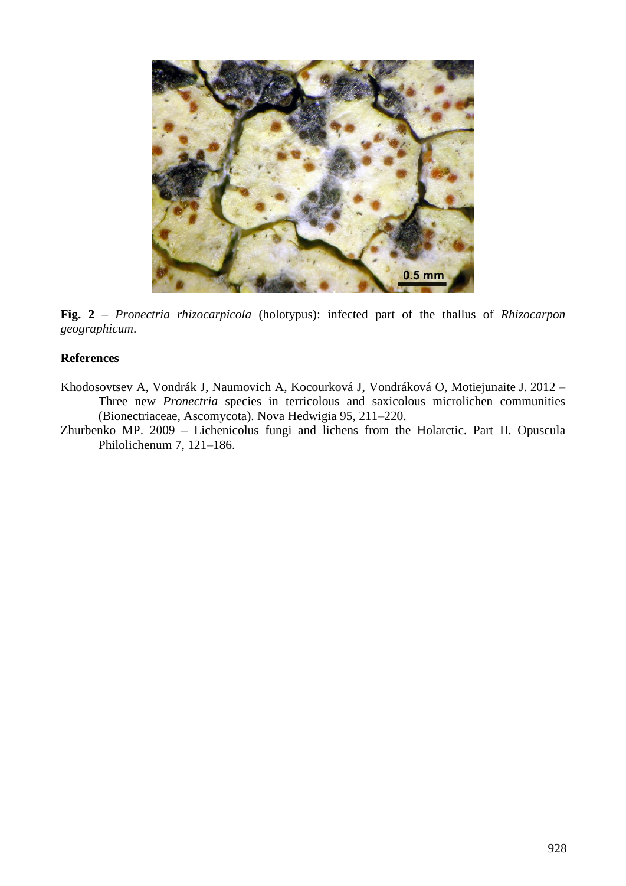**Fig. 2** – *Pronectria rhizocarpicola* (holotypus): infected part of the thallus of *Rhizocarpon geographicum*.

## References

Khodosovtsev A, Vondrák J, Naumovich A, Kocourková J, Vondráková O, Motiejunaite J. 2012 – Three new *Pronectria* species in terricolous and saxicolous microlichen communities (Bionectriaceae, Ascomycota). Nova Hedwigia 95, 211–220.

Zhurbenko MP. 2009 – Lichenicolus fungi and lichens from the Holarctic. Part II. Opuscula Philolichenum 7, 121–186.